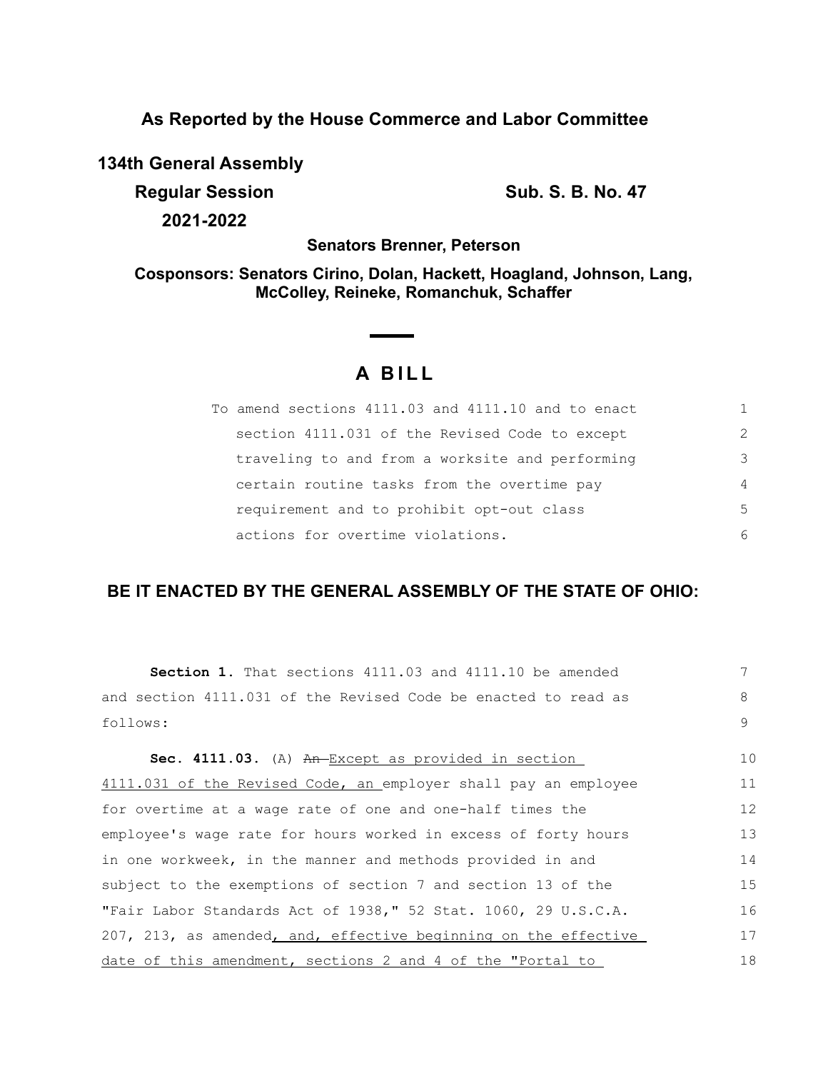**As Reported by the House Commerce and Labor Committee**

**134th General Assembly**

**Regular Session** **Sub. S. B. No. 47**

**2021-2022**

**Senators Brenner, Peterson**

**Cosponsors: Senators Cirino, Dolan, Hackett, Hoagland, Johnson, Lang, McColley, Reineke, Romanchuk, Schaffer**

# A BILL

To amend sections 4111.03 and 4111.10 and to enact section 4111.031 of the Revised Code to except traveling to and from a worksite and performing certain routine tasks from the overtime pay requirement and to prohibit opt-out class actions for overtime violations.

## BE IT ENACTED BY THE GENERAL ASSEMBLY OF THE STATE OF OHIO:

**Section 1.** That sections 4111.03 and 4111.10 be amended and section 4111.031 of the Revised Code be enacted to read as follows:

**Sec. 4111.03.** (A) ~~An~~ Except as provided in section 4111.031 of the Revised Code, an employer shall pay an employee for overtime at a wage rate of one and one-half times the employee's wage rate for hours worked in excess of forty hours in one workweek, in the manner and methods provided in and subject to the exemptions of section 7 and section 13 of the "Fair Labor Standards Act of 1938," 52 Stat. 1060, 29 U.S.C.A. 207, 213, as amended, and, effective beginning on the effective date of this amendment, sections 2 and 4 of the "Portal to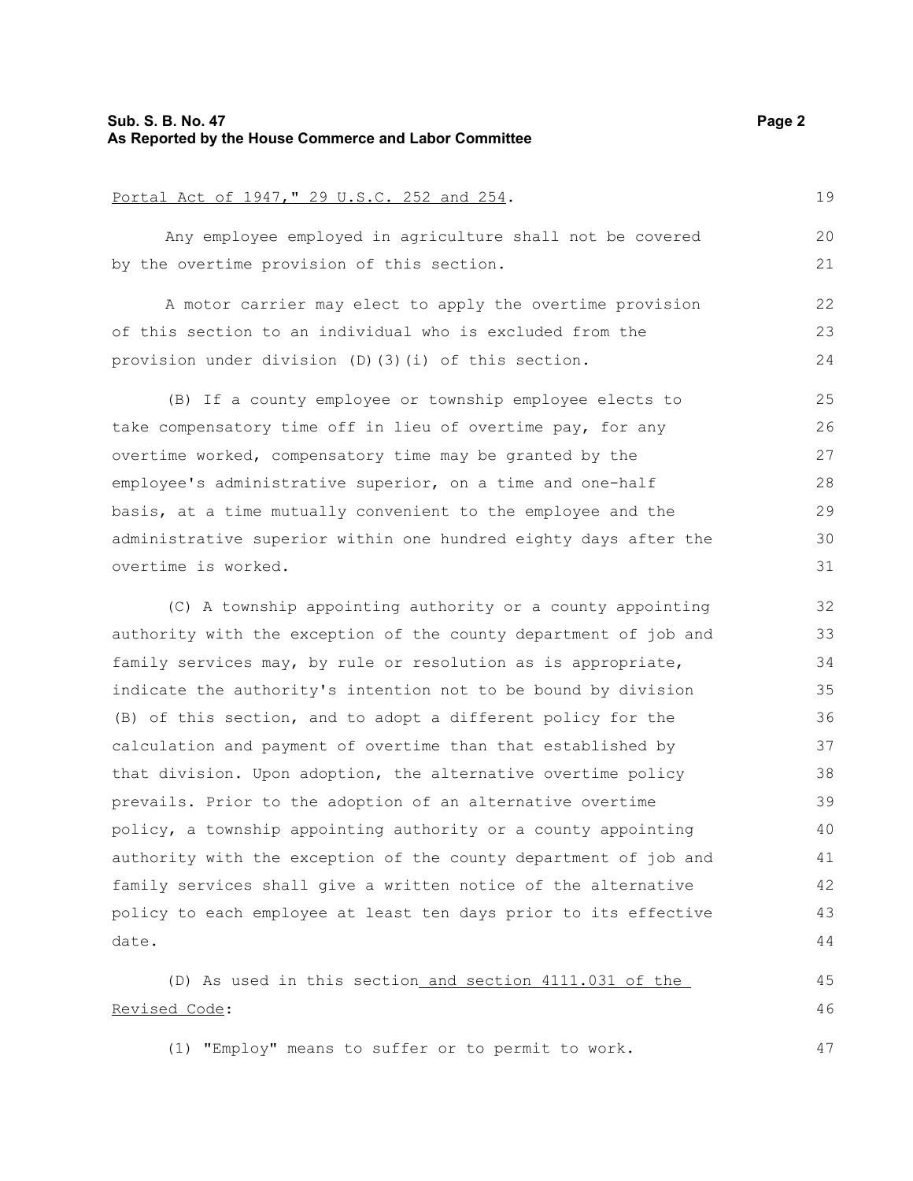Portal Act of 1947," 29 U.S.C. 252 and 254.

Any employee employed in agriculture shall not be covered by the overtime provision of this section.

A motor carrier may elect to apply the overtime provision of this section to an individual who is excluded from the provision under division (D)(3)(i) of this section.

(B) If a county employee or township employee elects to take compensatory time off in lieu of overtime pay, for any overtime worked, compensatory time may be granted by the employee's administrative superior, on a time and one-half basis, at a time mutually convenient to the employee and the administrative superior within one hundred eighty days after the overtime is worked.

(C) A township appointing authority or a county appointing authority with the exception of the county department of job and family services may, by rule or resolution as is appropriate, indicate the authority's intention not to be bound by division (B) of this section, and to adopt a different policy for the calculation and payment of overtime than that established by that division. Upon adoption, the alternative overtime policy prevails. Prior to the adoption of an alternative overtime policy, a township appointing authority or a county appointing authority with the exception of the county department of job and family services shall give a written notice of the alternative policy to each employee at least ten days prior to its effective date.

(D) As used in this section and section 4111.031 of the Revised Code:

(1) "Employ" means to suffer or to permit to work.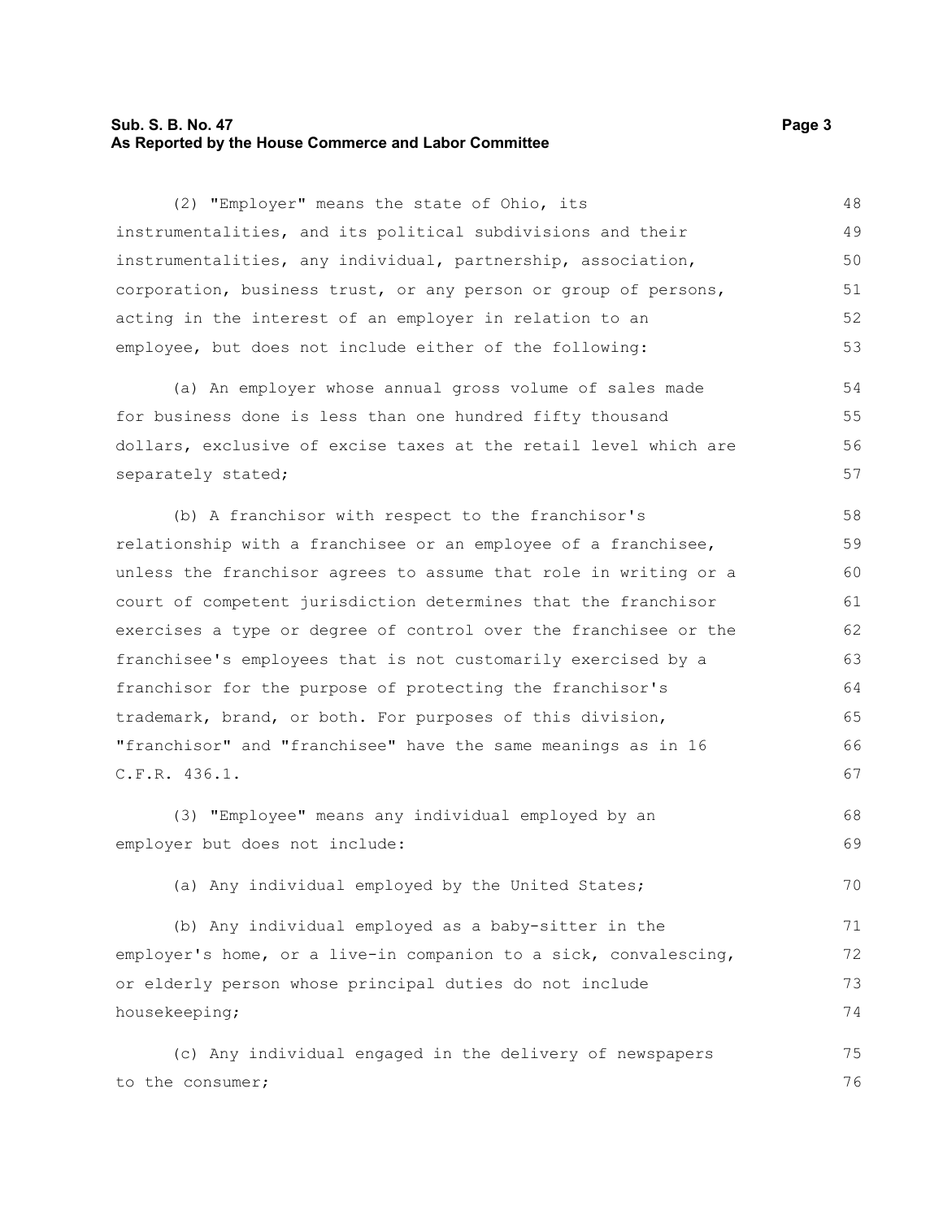(2) "Employer" means the state of Ohio, its instrumentalities, and its political subdivisions and their instrumentalities, any individual, partnership, association, corporation, business trust, or any person or group of persons, acting in the interest of an employer in relation to an employee, but does not include either of the following:

(a) An employer whose annual gross volume of sales made for business done is less than one hundred fifty thousand dollars, exclusive of excise taxes at the retail level which are separately stated;

(b) A franchisor with respect to the franchisor's relationship with a franchisee or an employee of a franchisee, unless the franchisor agrees to assume that role in writing or a court of competent jurisdiction determines that the franchisor exercises a type or degree of control over the franchisee or the franchisee's employees that is not customarily exercised by a franchisor for the purpose of protecting the franchisor's trademark, brand, or both. For purposes of this division, "franchisor" and "franchisee" have the same meanings as in 16 C.F.R. 436.1.

(3) "Employee" means any individual employed by an employer but does not include:

(a) Any individual employed by the United States;

(b) Any individual employed as a baby-sitter in the employer's home, or a live-in companion to a sick, convalescing, or elderly person whose principal duties do not include housekeeping;

(c) Any individual engaged in the delivery of newspapers to the consumer;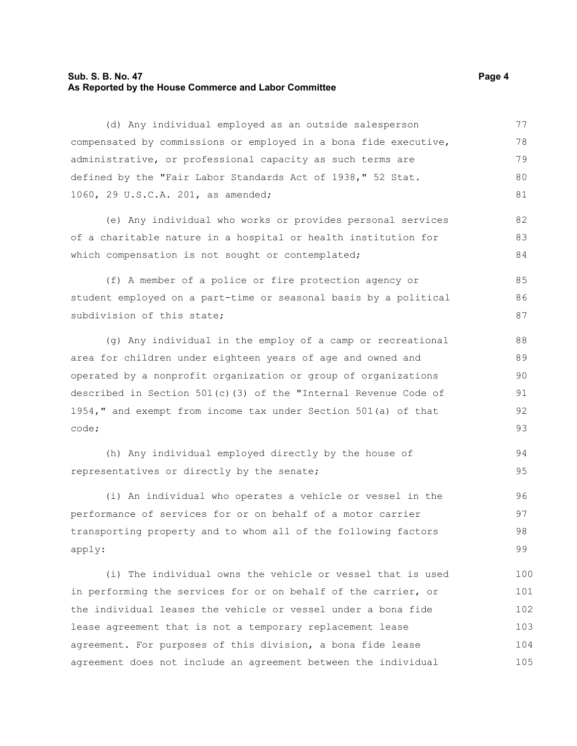(d) Any individual employed as an outside salesperson compensated by commissions or employed in a bona fide executive, administrative, or professional capacity as such terms are defined by the "Fair Labor Standards Act of 1938," 52 Stat. 1060, 29 U.S.C.A. 201, as amended;

(e) Any individual who works or provides personal services of a charitable nature in a hospital or health institution for which compensation is not sought or contemplated;

(f) A member of a police or fire protection agency or student employed on a part-time or seasonal basis by a political subdivision of this state;

(g) Any individual in the employ of a camp or recreational area for children under eighteen years of age and owned and operated by a nonprofit organization or group of organizations described in Section 501(c)(3) of the "Internal Revenue Code of 1954," and exempt from income tax under Section 501(a) of that code;

(h) Any individual employed directly by the house of representatives or directly by the senate;

(i) An individual who operates a vehicle or vessel in the performance of services for or on behalf of a motor carrier transporting property and to whom all of the following factors apply:

(i) The individual owns the vehicle or vessel that is used in performing the services for or on behalf of the carrier, or the individual leases the vehicle or vessel under a bona fide lease agreement that is not a temporary replacement lease agreement. For purposes of this division, a bona fide lease agreement does not include an agreement between the individual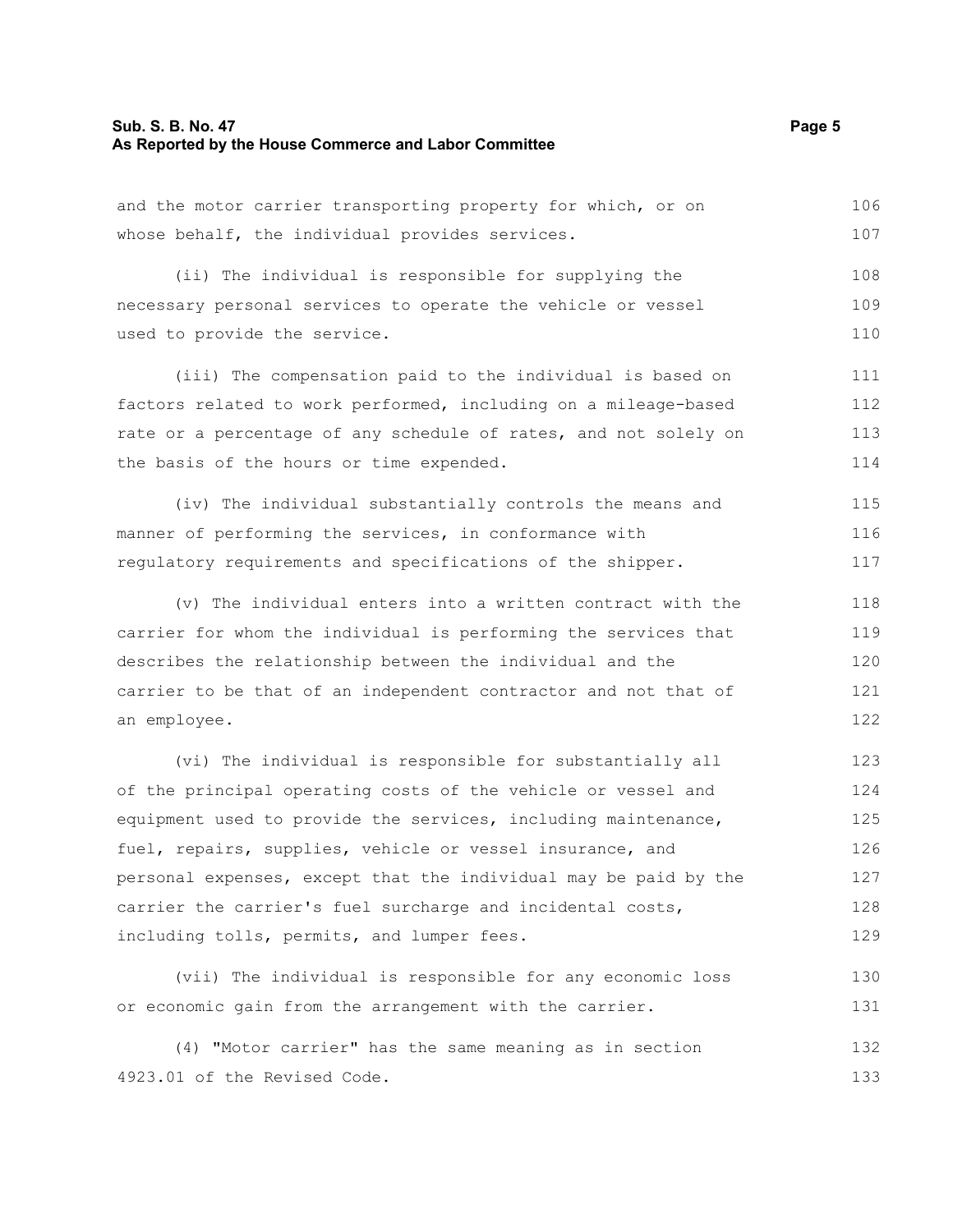and the motor carrier transporting property for which, or on whose behalf, the individual provides services.

(ii) The individual is responsible for supplying the necessary personal services to operate the vehicle or vessel used to provide the service.

(iii) The compensation paid to the individual is based on factors related to work performed, including on a mileage-based rate or a percentage of any schedule of rates, and not solely on the basis of the hours or time expended.

(iv) The individual substantially controls the means and manner of performing the services, in conformance with regulatory requirements and specifications of the shipper.

(v) The individual enters into a written contract with the carrier for whom the individual is performing the services that describes the relationship between the individual and the carrier to be that of an independent contractor and not that of an employee.

(vi) The individual is responsible for substantially all of the principal operating costs of the vehicle or vessel and equipment used to provide the services, including maintenance, fuel, repairs, supplies, vehicle or vessel insurance, and personal expenses, except that the individual may be paid by the carrier the carrier's fuel surcharge and incidental costs, including tolls, permits, and lumper fees.

(vii) The individual is responsible for any economic loss or economic gain from the arrangement with the carrier.

(4) "Motor carrier" has the same meaning as in section 4923.01 of the Revised Code.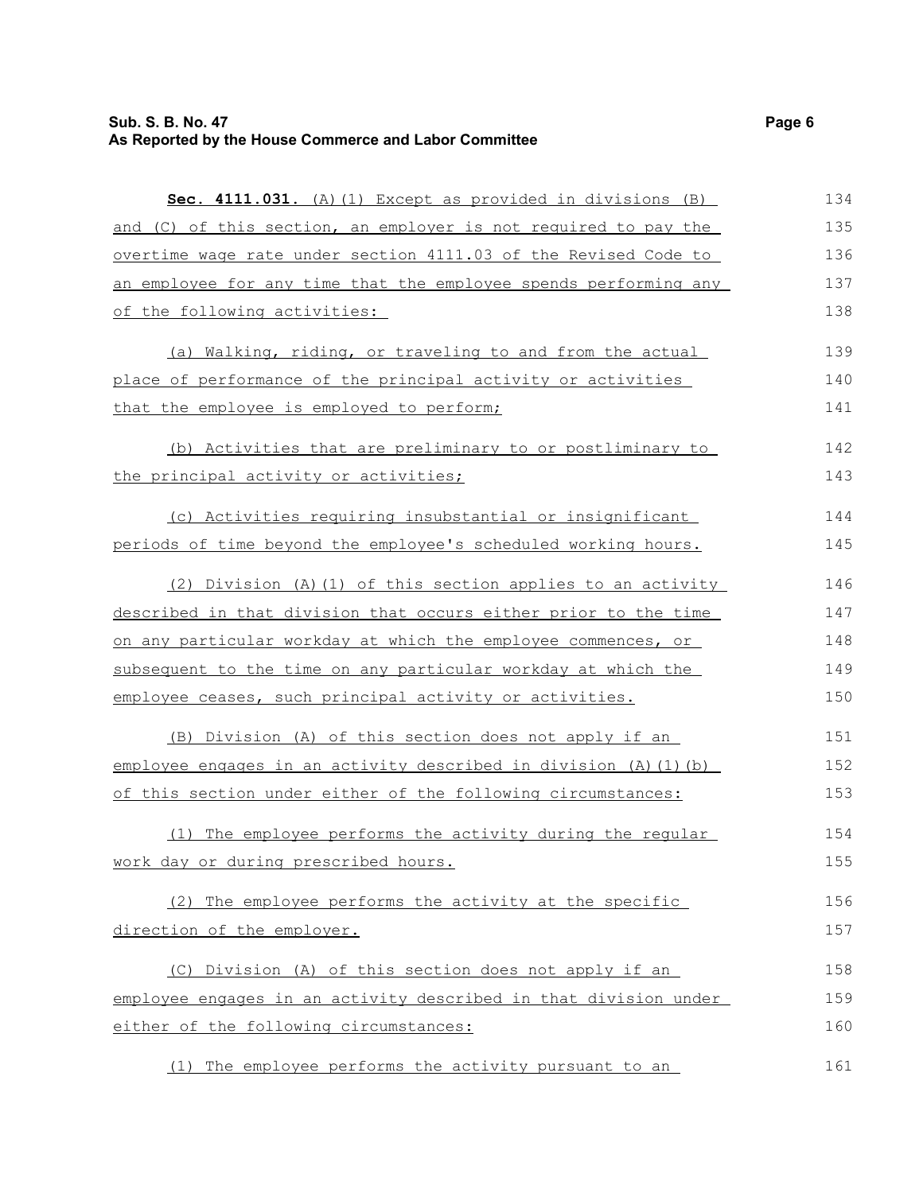**Sec. 4111.031.** (A)(1) Except as provided in divisions (B) and (C) of this section, an employer is not required to pay the overtime wage rate under section 4111.03 of the Revised Code to an employee for any time that the employee spends performing any of the following activities:

(a) Walking, riding, or traveling to and from the actual place of performance of the principal activity or activities that the employee is employed to perform;

(b) Activities that are preliminary to or postliminary to the principal activity or activities;

(c) Activities requiring insubstantial or insignificant periods of time beyond the employee's scheduled working hours.

(2) Division (A)(1) of this section applies to an activity described in that division that occurs either prior to the time on any particular workday at which the employee commences, or subsequent to the time on any particular workday at which the employee ceases, such principal activity or activities.

(B) Division (A) of this section does not apply if an employee engages in an activity described in division (A)(1)(b) of this section under either of the following circumstances:

(1) The employee performs the activity during the regular work day or during prescribed hours.

(2) The employee performs the activity at the specific direction of the employer.

(C) Division (A) of this section does not apply if an employee engages in an activity described in that division under either of the following circumstances:

(1) The employee performs the activity pursuant to an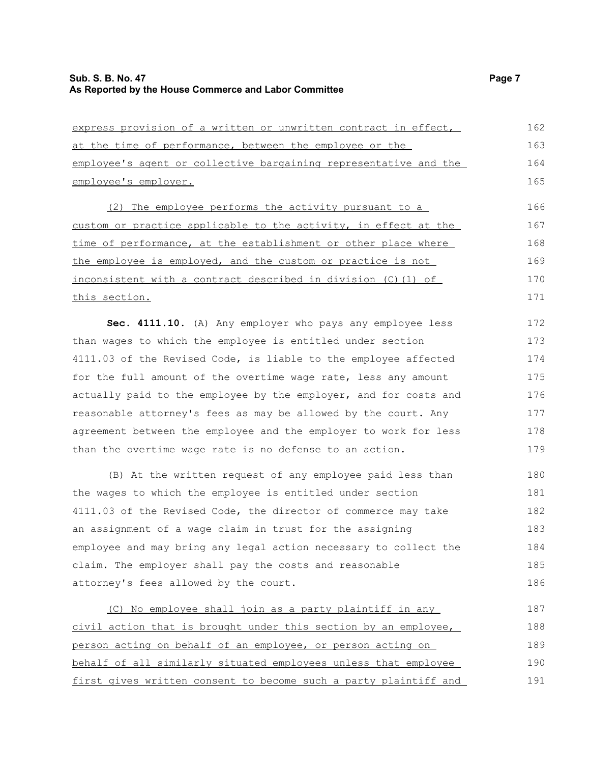express provision of a written or unwritten contract in effect, at the time of performance, between the employee or the employee's agent or collective bargaining representative and the employee's employer.

(2) The employee performs the activity pursuant to a custom or practice applicable to the activity, in effect at the time of performance, at the establishment or other place where the employee is employed, and the custom or practice is not inconsistent with a contract described in division (C)(1) of this section.

**Sec. 4111.10.** (A) Any employer who pays any employee less than wages to which the employee is entitled under section 4111.03 of the Revised Code, is liable to the employee affected for the full amount of the overtime wage rate, less any amount actually paid to the employee by the employer, and for costs and reasonable attorney's fees as may be allowed by the court. Any agreement between the employee and the employer to work for less than the overtime wage rate is no defense to an action.

(B) At the written request of any employee paid less than the wages to which the employee is entitled under section 4111.03 of the Revised Code, the director of commerce may take an assignment of a wage claim in trust for the assigning employee and may bring any legal action necessary to collect the claim. The employer shall pay the costs and reasonable attorney's fees allowed by the court.

(C) No employee shall join as a party plaintiff in any civil action that is brought under this section by an employee, person acting on behalf of an employee, or person acting on behalf of all similarly situated employees unless that employee first gives written consent to become such a party plaintiff and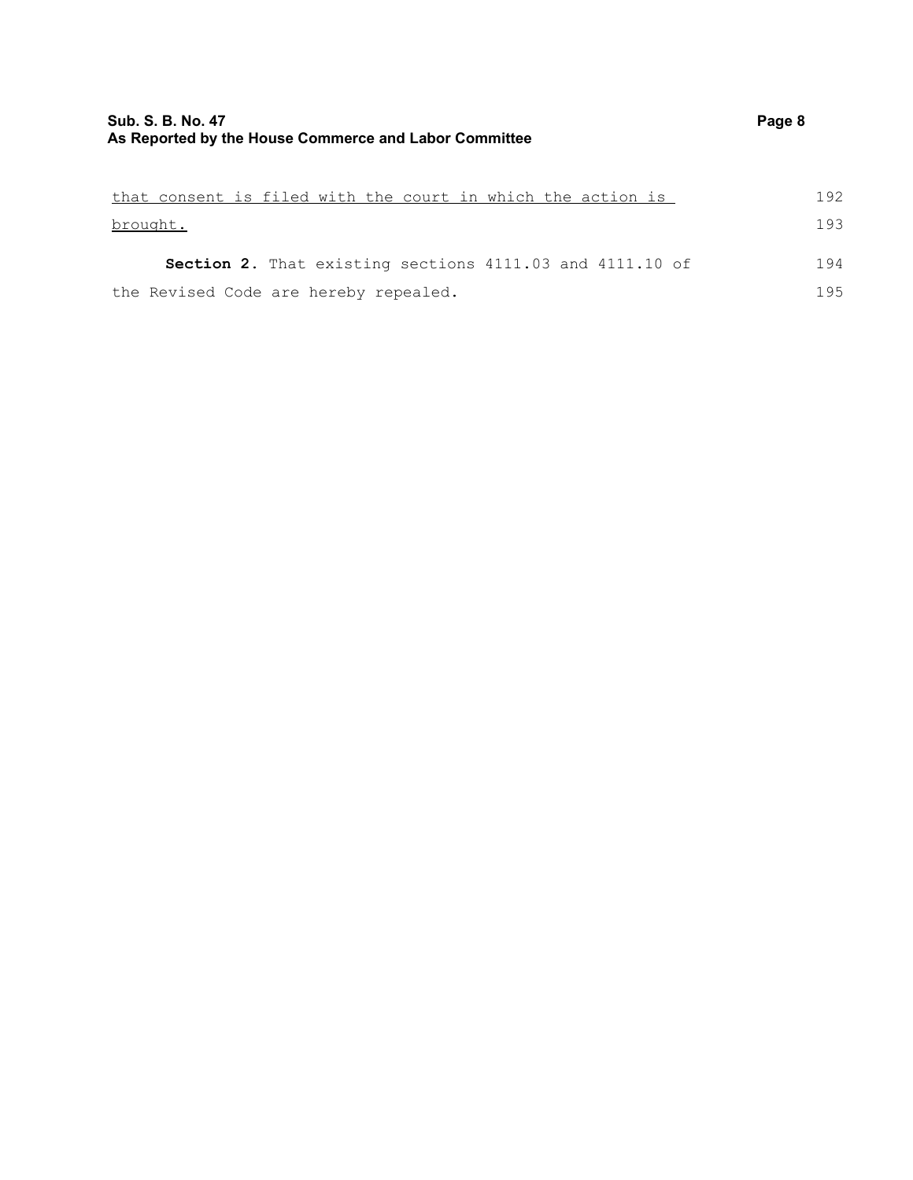that consent is filed with the court in which the action is brought.

**Section 2.** That existing sections 4111.03 and 4111.10 of the Revised Code are hereby repealed.